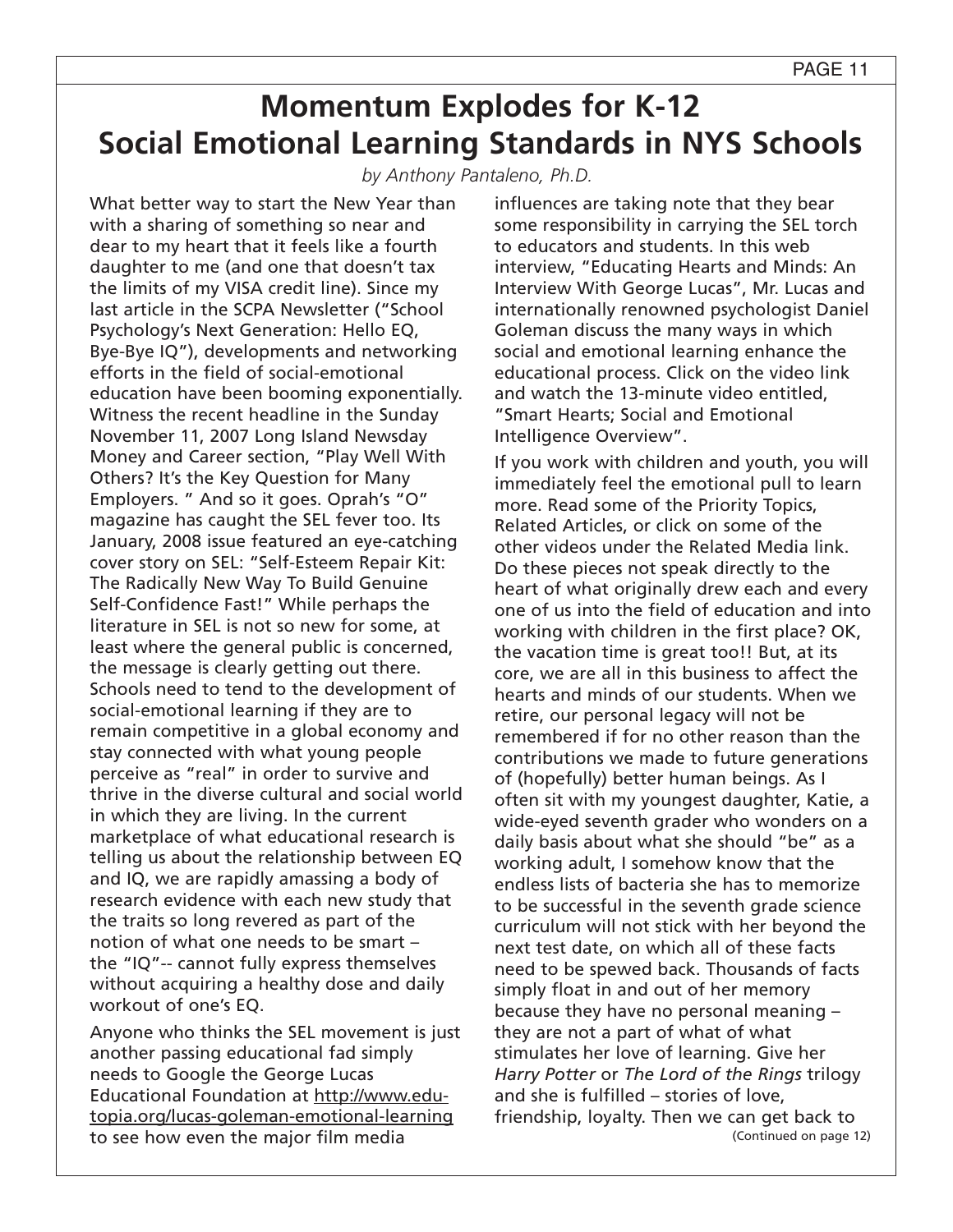# Momentum Explodes for K-12 Social Emotional Learning Standards in NYS Schools

*by Anthony Pantaleno, Ph.D.*

What better way to start the New Year than with a sharing of something so near and dear to my heart that it feels like a fourth daughter to me (and one that doesn't tax the limits of my VISA credit line). Since my last article in the SCPA Newsletter ("School Psychology's Next Generation: Hello EQ, Bye-Bye IQ"), developments and networking efforts in the field of social-emotional education have been booming exponentially. Witness the recent headline in the Sunday November 11, 2007 Long Island Newsday Money and Career section, "Play Well With Others? It's the Key Question for Many Employers. " And so it goes. Oprah's "O" magazine has caught the SEL fever too. Its January, 2008 issue featured an eye-catching cover story on SEL: "Self-Esteem Repair Kit: The Radically New Way To Build Genuine Self-Confidence Fast!" While perhaps the literature in SEL is not so new for some, at least where the general public is concerned, the message is clearly getting out there. Schools need to tend to the development of social-emotional learning if they are to remain competitive in a global economy and stay connected with what young people perceive as "real" in order to survive and thrive in the diverse cultural and social world in which they are living. In the current marketplace of what educational research is telling us about the relationship between EQ and IQ, we are rapidly amassing a body of research evidence with each new study that the traits so long revered as part of the notion of what one needs to be smart – the "IQ"-- cannot fully express themselves without acquiring a healthy dose and daily workout of one's EQ.

Anyone who thinks the SEL movement is just another passing educational fad simply needs to Google the George Lucas Educational Foundation at http://www.edutopia.org/lucas-goleman-emotional-learning to see how even the major film media influences are taking note that they bear some responsibility in carrying the SEL torch to educators and students. In this web interview, "Educating Hearts and Minds: An Interview With George Lucas", Mr. Lucas and internationally renowned psychologist Daniel Goleman discuss the many ways in which social and emotional learning enhance the educational process. Click on the video link and watch the 13-minute video entitled, "Smart Hearts; Social and Emotional Intelligence Overview".

If you work with children and youth, you will immediately feel the emotional pull to learn more. Read some of the Priority Topics, Related Articles, or click on some of the other videos under the Related Media link. Do these pieces not speak directly to the heart of what originally drew each and every one of us into the field of education and into working with children in the first place? OK, the vacation time is great too!! But, at its core, we are all in this business to affect the hearts and minds of our students. When we retire, our personal legacy will not be remembered if for no other reason than the contributions we made to future generations of (hopefully) better human beings. As I often sit with my youngest daughter, Katie, a wide-eyed seventh grader who wonders on a daily basis about what she should "be" as a working adult, I somehow know that the endless lists of bacteria she has to memorize to be successful in the seventh grade science curriculum will not stick with her beyond the next test date, on which all of these facts need to be spewed back. Thousands of facts simply float in and out of her memory because they have no personal meaning – they are not a part of what of what stimulates her love of learning. Give her *Harry Potter* or *The Lord of the Rings* trilogy and she is fulfilled – stories of love, friendship, loyalty. Then we can get back to

(Continued on page 12)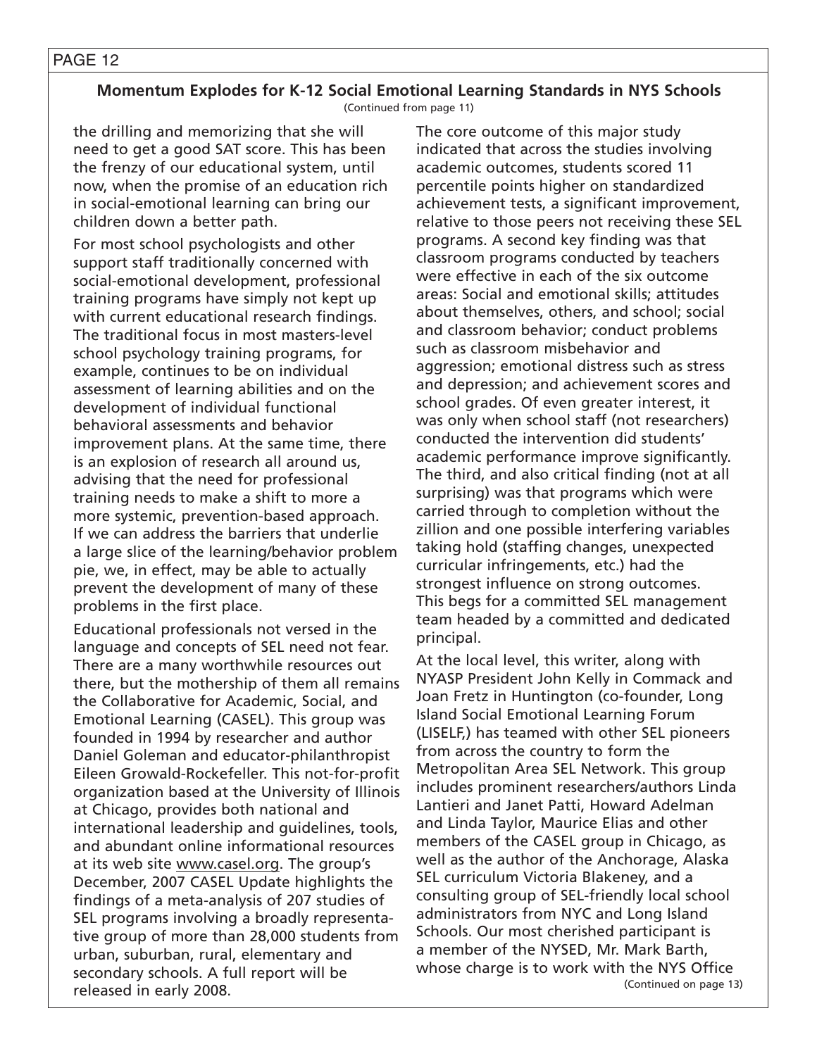## Momentum Explodes for K-12 Social Emotional Learning Standards in NYS Schools

(Continued from page 11)

the drilling and memorizing that she will need to get a good SAT score. This has been the frenzy of our educational system, until now, when the promise of an education rich in social-emotional learning can bring our children down a better path.

For most school psychologists and other support staff traditionally concerned with social-emotional development, professional training programs have simply not kept up with current educational research findings. The traditional focus in most masters-level school psychology training programs, for example, continues to be on individual assessment of learning abilities and on the development of individual functional behavioral assessments and behavior improvement plans. At the same time, there is an explosion of research all around us, advising that the need for professional training needs to make a shift to more a more systemic, prevention-based approach. If we can address the barriers that underlie a large slice of the learning/behavior problem pie, we, in effect, may be able to actually prevent the development of many of these problems in the first place.

Educational professionals not versed in the language and concepts of SEL need not fear. There are a many worthwhile resources out there, but the mothership of them all remains the Collaborative for Academic, Social, and Emotional Learning (CASEL). This group was founded in 1994 by researcher and author Daniel Goleman and educator-philanthropist Eileen Growald-Rockefeller. This not-for-profit organization based at the University of Illinois at Chicago, provides both national and international leadership and guidelines, tools, and abundant online informational resources at its web site www.casel.org. The group's December, 2007 CASEL Update highlights the findings of a meta-analysis of 207 studies of SEL programs involving a broadly representative group of more than 28,000 students from urban, suburban, rural, elementary and secondary schools. A full report will be released in early 2008.

The core outcome of this major study indicated that across the studies involving academic outcomes, students scored 11 percentile points higher on standardized achievement tests, a significant improvement, relative to those peers not receiving these SEL programs. A second key finding was that classroom programs conducted by teachers were effective in each of the six outcome areas: Social and emotional skills; attitudes about themselves, others, and school; social and classroom behavior; conduct problems such as classroom misbehavior and aggression; emotional distress such as stress and depression; and achievement scores and school grades. Of even greater interest, it was only when school staff (not researchers) conducted the intervention did students' academic performance improve significantly. The third, and also critical finding (not at all surprising) was that programs which were carried through to completion without the zillion and one possible interfering variables taking hold (staffing changes, unexpected curricular infringements, etc.) had the strongest influence on strong outcomes. This begs for a committed SEL management team headed by a committed and dedicated principal.

At the local level, this writer, along with NYASP President John Kelly in Commack and Joan Fretz in Huntington (co-founder, Long Island Social Emotional Learning Forum (LISELF,) has teamed with other SEL pioneers from across the country to form the Metropolitan Area SEL Network. This group includes prominent researchers/authors Linda Lantieri and Janet Patti, Howard Adelman and Linda Taylor, Maurice Elias and other members of the CASEL group in Chicago, as well as the author of the Anchorage, Alaska SEL curriculum Victoria Blakeney, and a consulting group of SEL-friendly local school administrators from NYC and Long Island Schools. Our most cherished participant is a member of the NYSED, Mr. Mark Barth, whose charge is to work with the NYS Office

(Continued on page 13)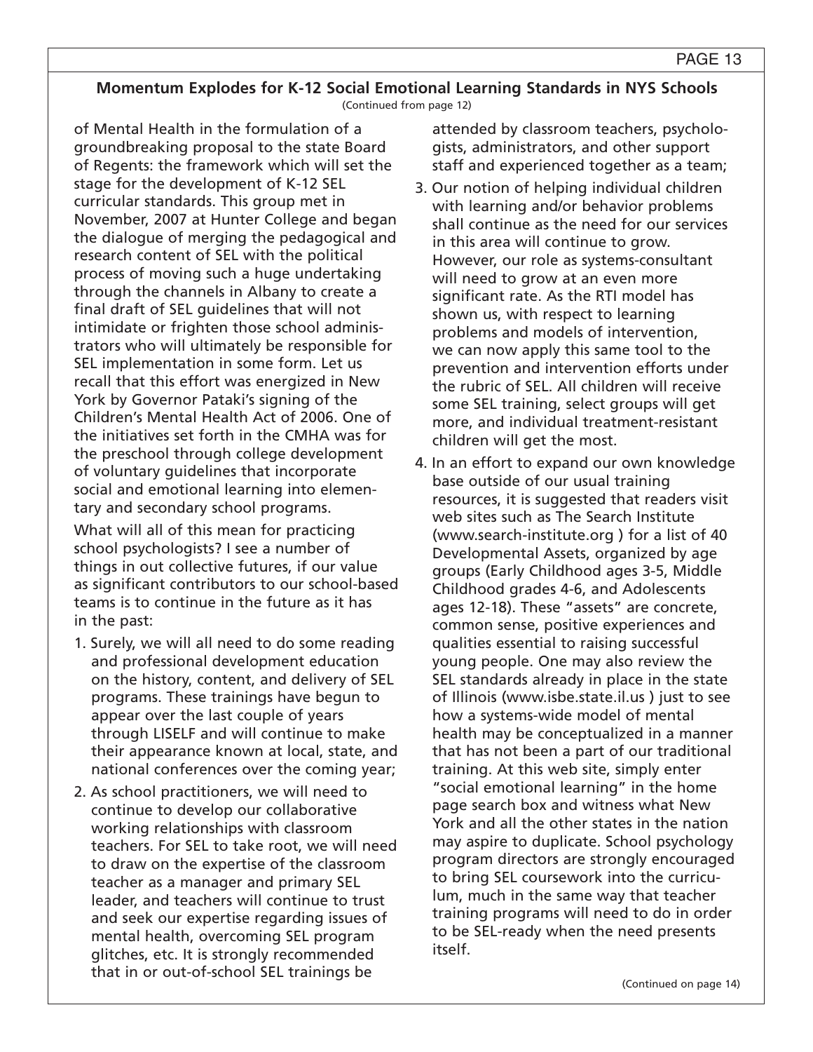### Momentum Explodes for K-12 Social Emotional Learning Standards in NYS Schools

(Continued from page 12)

of Mental Health in the formulation of a groundbreaking proposal to the state Board of Regents: the framework which will set the stage for the development of K-12 SEL curricular standards. This group met in November, 2007 at Hunter College and began the dialogue of merging the pedagogical and research content of SEL with the political process of moving such a huge undertaking through the channels in Albany to create a final draft of SEL guidelines that will not intimidate or frighten those school administrators who will ultimately be responsible for SEL implementation in some form. Let us recall that this effort was energized in New York by Governor Pataki's signing of the Children's Mental Health Act of 2006. One of the initiatives set forth in the CMHA was for the preschool through college development of voluntary guidelines that incorporate social and emotional learning into elementary and secondary school programs.

What will all of this mean for practicing school psychologists? I see a number of things in out collective futures, if our value as significant contributors to our school-based teams is to continue in the future as it has in the past:

1. Surely, we will all need to do some reading and professional development education on the history, content, and delivery of SEL programs. These trainings have begun to appear over the last couple of years through LISELF and will continue to make their appearance known at local, state, and national conferences over the coming year;
2. As school practitioners, we will need to continue to develop our collaborative working relationships with classroom teachers. For SEL to take root, we will need to draw on the expertise of the classroom teacher as a manager and primary SEL leader, and teachers will continue to trust and seek our expertise regarding issues of mental health, overcoming SEL program glitches, etc. It is strongly recommended that in or out-of-school SEL trainings be attended by classroom teachers, psychologists, administrators, and other support staff and experienced together as a team;
3. Our notion of helping individual children with learning and/or behavior problems shall continue as the need for our services in this area will continue to grow. However, our role as systems-consultant will need to grow at an even more significant rate. As the RTI model has shown us, with respect to learning problems and models of intervention, we can now apply this same tool to the prevention and intervention efforts under the rubric of SEL. All children will receive some SEL training, select groups will get more, and individual treatment-resistant children will get the most.
4. In an effort to expand our own knowledge base outside of our usual training resources, it is suggested that readers visit web sites such as The Search Institute (www.search-institute.org ) for a list of 40 Developmental Assets, organized by age groups (Early Childhood ages 3-5, Middle Childhood grades 4-6, and Adolescents ages 12-18). These "assets" are concrete, common sense, positive experiences and qualities essential to raising successful young people. One may also review the SEL standards already in place in the state of Illinois (www.isbe.state.il.us ) just to see how a systems-wide model of mental health may be conceptualized in a manner that has not been a part of our traditional training. At this web site, simply enter "social emotional learning" in the home page search box and witness what New York and all the other states in the nation may aspire to duplicate. School psychology program directors are strongly encouraged to bring SEL coursework into the curriculum, much in the same way that teacher training programs will need to do in order to be SEL-ready when the need presents itself.

(Continued on page 14)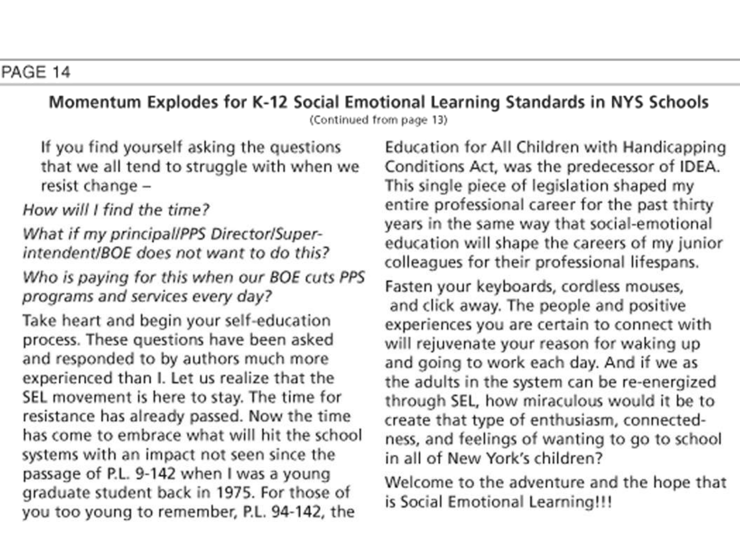## Momentum Explodes for K-12 Social Emotional Learning Standards in NYS Schools

(Continued from page 13)

If you find yourself asking the questions that we all tend to struggle with when we resist change –

*How will I find the time?*

*What if my principal/PPS Director/Superintendent/BOE does not want to do this?*

*Who is paying for this when our BOE cuts PPS programs and services every day?*

Take heart and begin your self-education process. These questions have been asked and responded to by authors much more experienced than I. Let us realize that the SEL movement is here to stay. The time for resistance has already passed. Now the time has come to embrace what will hit the school systems with an impact not seen since the passage of P.L. 9-142 when I was a young graduate student back in 1975. For those of you too young to remember, P.L. 94-142, the Education for All Children with Handicapping Conditions Act, was the predecessor of IDEA. This single piece of legislation shaped my entire professional career for the past thirty years in the same way that social-emotional education will shape the careers of my junior colleagues for their professional lifespans.

Fasten your keyboards, cordless mouses, and click away. The people and positive experiences you are certain to connect with will rejuvenate your reason for waking up and going to work each day. And if we as the adults in the system can be re-energized through SEL, how miraculous would it be to create that type of enthusiasm, connectedness, and feelings of wanting to go to school in all of New York's children?

Welcome to the adventure and the hope that is Social Emotional Learning!!!